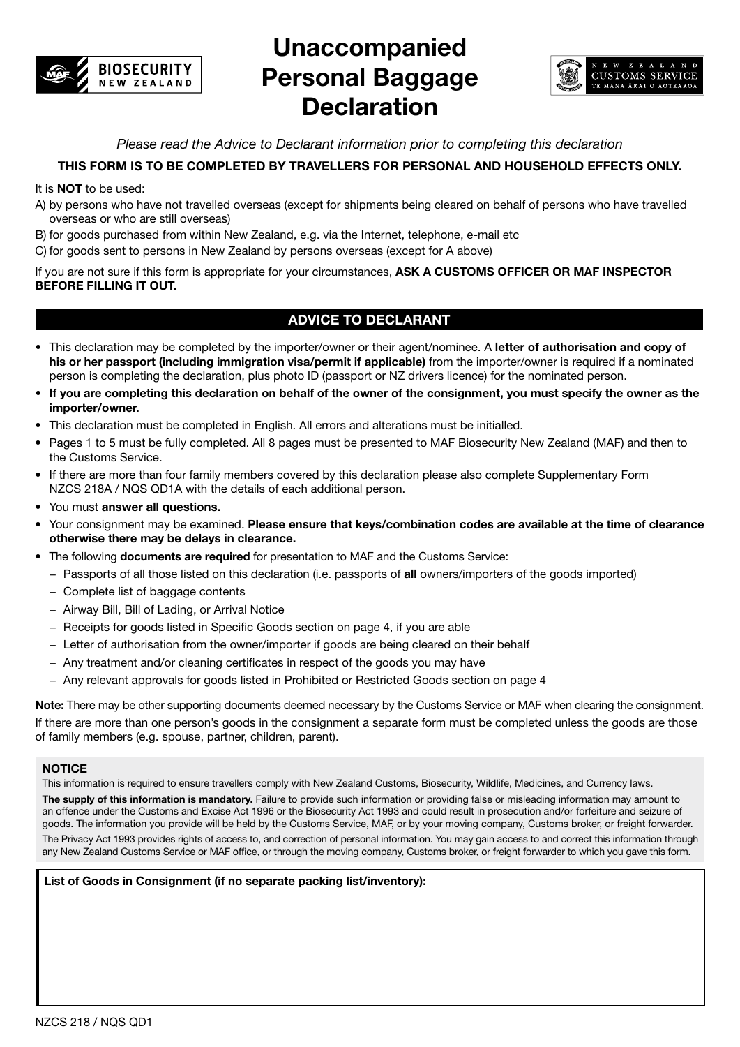# Unaccompanied Personal Baggage Declaration

*Please read the Advice to Declarant information prior to completing this declaration*

**THIS FORM IS TO BE COMPLETED BY TRAVELLERS FOR PERSONAL AND HOUSEHOLD EFFECTS ONLY.**

It is **NOT** to be used:

A) by persons who have not travelled overseas (except for shipments being cleared on behalf of persons who have travelled overseas or who are still overseas)

B) for goods purchased from within New Zealand, e.g. via the Internet, telephone, e-mail etc

C) for goods sent to persons in New Zealand by persons overseas (except for A above)

If you are not sure if this form is appropriate for your circumstances, **ASK A CUSTOMS OFFICER OR MAF INSPECTOR BEFORE FILLING IT OUT.**

## ADVICE TO DECLARANT

- This declaration may be completed by the importer/owner or their agent/nominee. A **letter of authorisation and copy of his or her passport (including immigration visa/permit if applicable)** from the importer/owner is required if a nominated person is completing the declaration, plus photo ID (passport or NZ drivers licence) for the nominated person.
- **If you are completing this declaration on behalf of the owner of the consignment, you must specify the owner as the importer/owner.**
- This declaration must be completed in English. All errors and alterations must be initialled.
- Pages 1 to 5 must be fully completed. All 8 pages must be presented to MAF Biosecurity New Zealand (MAF) and then to the Customs Service.
- If there are more than four family members covered by this declaration please also complete Supplementary Form NZCS 218A / NQS QD1A with the details of each additional person.
- You must **answer all questions.**
- Your consignment may be examined. **Please ensure that keys/combination codes are available at the time of clearance otherwise there may be delays in clearance.**
- The following **documents are required** for presentation to MAF and the Customs Service:
  - Passports of all those listed on this declaration (i.e. passports of **all** owners/importers of the goods imported)
  - Complete list of baggage contents
  - Airway Bill, Bill of Lading, or Arrival Notice
  - Receipts for goods listed in Specific Goods section on page 4, if you are able
  - Letter of authorisation from the owner/importer if goods are being cleared on their behalf
  - Any treatment and/or cleaning certificates in respect of the goods you may have
  - Any relevant approvals for goods listed in Prohibited or Restricted Goods section on page 4

**Note:** There may be other supporting documents deemed necessary by the Customs Service or MAF when clearing the consignment.

If there are more than one person's goods in the consignment a separate form must be completed unless the goods are those of family members (e.g. spouse, partner, children, parent).

### NOTICE

This information is required to ensure travellers comply with New Zealand Customs, Biosecurity, Wildlife, Medicines, and Currency laws.

**The supply of this information is mandatory.** Failure to provide such information or providing false or misleading information may amount to an offence under the Customs and Excise Act 1996 or the Biosecurity Act 1993 and could result in prosecution and/or forfeiture and seizure of goods. The information you provide will be held by the Customs Service, MAF, or by your moving company, Customs broker, or freight forwarder.

The Privacy Act 1993 provides rights of access to, and correction of personal information. You may gain access to and correct this information through any New Zealand Customs Service or MAF office, or through the moving company, Customs broker, or freight forwarder to which you gave this form.

**List of Goods in Consignment (if no separate packing list/inventory):**

NZCS 218 / NQS QD1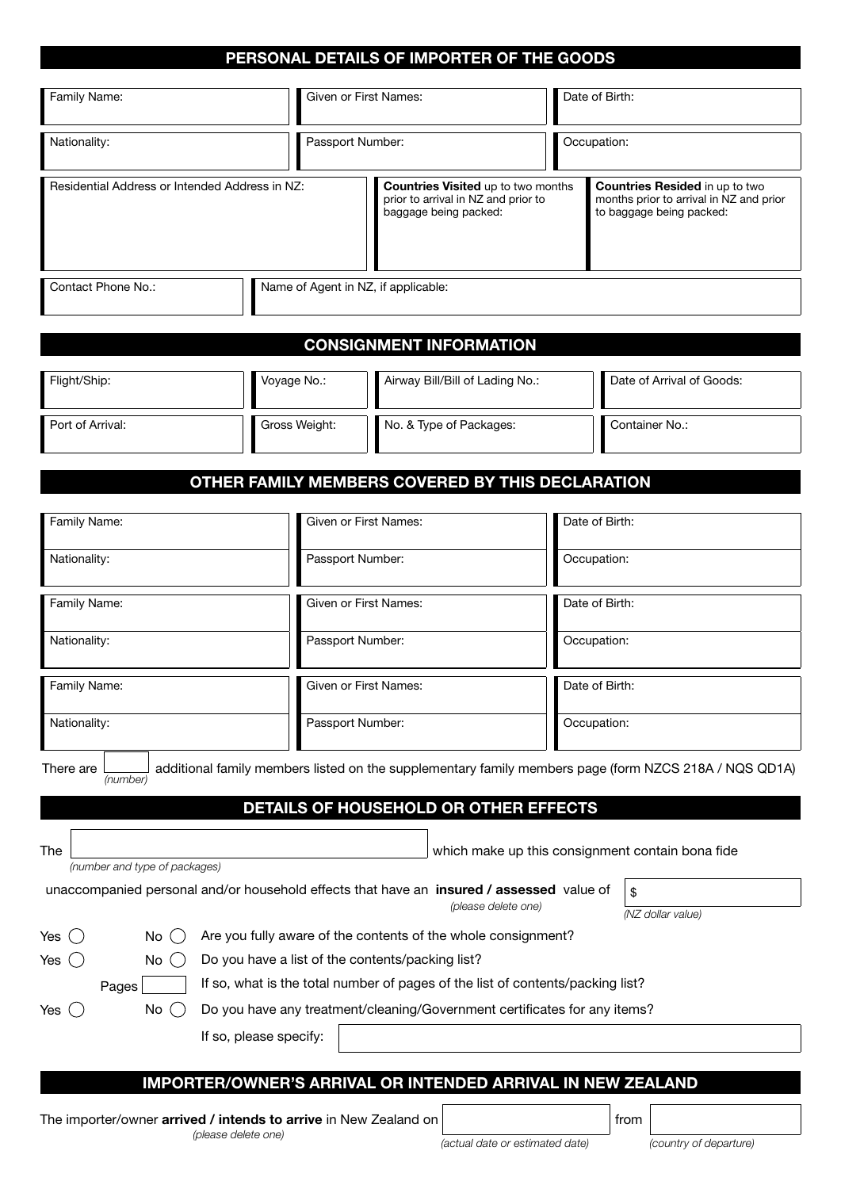## PERSONAL DETAILS OF IMPORTER OF THE GOODS

| Family Name: | Given or First Names: | Date of Birth: |
|---|---|---|
| Nationality: | Passport Number: | Occupation: |

| Residential Address or Intended Address in NZ: | **Countries Visited** up to two months prior to arrival in NZ and prior to baggage being packed: | **Countries Resided** in up to two months prior to arrival in NZ and prior to baggage being packed: |
|---|---|---|

| Contact Phone No.: | Name of Agent in NZ, if applicable: |
|---|---|

## CONSIGNMENT INFORMATION

| Flight/Ship: | Voyage No.: | Airway Bill/Bill of Lading No.: | Date of Arrival of Goods: |
|---|---|---|---|
| Port of Arrival: | Gross Weight: | No. & Type of Packages: | Container No.: |

## OTHER FAMILY MEMBERS COVERED BY THIS DECLARATION

| Family Name: | Given or First Names: | Date of Birth: |
|---|---|---|
| Nationality: | Passport Number: | Occupation: |

| Family Name: | Given or First Names: | Date of Birth: |
|---|---|---|
| Nationality: | Passport Number: | Occupation: |

| Family Name: | Given or First Names: | Date of Birth: |
|---|---|---|
| Nationality: | Passport Number: | Occupation: |

There are ______ *(number)* additional family members listed on the supplementary family members page (form NZCS 218A / NQS QD1A)

## DETAILS OF HOUSEHOLD OR OTHER EFFECTS

The ____________________ *(number and type of packages)* which make up this consignment contain bona fide unaccompanied personal and/or household effects that have an **insured / assessed** *(please delete one)* value of $ ________ *(NZ dollar value)*

Yes ◯ No ◯ Are you fully aware of the contents of the whole consignment?

Yes ◯ No ◯ Do you have a list of the contents/packing list?

Pages ______ If so, what is the total number of pages of the list of contents/packing list?

Yes ◯ No ◯ Do you have any treatment/cleaning/Government certificates for any items?

If so, please specify: ____________________

## IMPORTER/OWNER'S ARRIVAL OR INTENDED ARRIVAL IN NEW ZEALAND

The importer/owner **arrived / intends to arrive** *(please delete one)* in New Zealand on ______ *(actual date or estimated date)* from ______ *(country of departure)*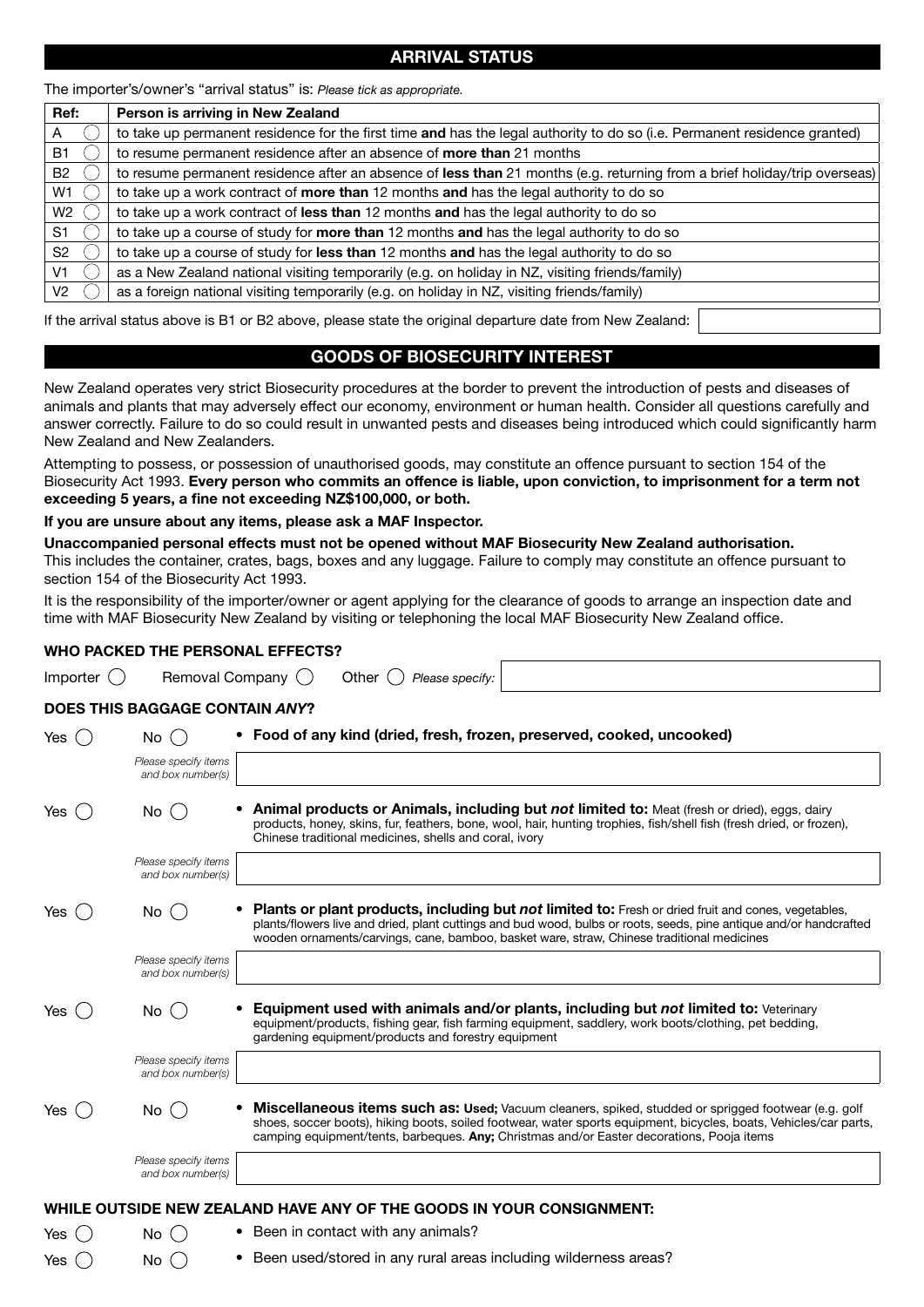## ARRIVAL STATUS

The importer's/owner's "arrival status" is: *Please tick as appropriate.*

| Ref: | Person is arriving in New Zealand |
|---|---|
| A ◯ | to take up permanent residence for the first time **and** has the legal authority to do so (i.e. Permanent residence granted) |
| B1 ◯ | to resume permanent residence after an absence of **more than** 21 months |
| B2 ◯ | to resume permanent residence after an absence of **less than** 21 months (e.g. returning from a brief holiday/trip overseas) |
| W1 ◯ | to take up a work contract of **more than** 12 months **and** has the legal authority to do so |
| W2 ◯ | to take up a work contract of **less than** 12 months **and** has the legal authority to do so |
| S1 ◯ | to take up a course of study for **more than** 12 months **and** has the legal authority to do so |
| S2 ◯ | to take up a course of study for **less than** 12 months **and** has the legal authority to do so |
| V1 ◯ | as a New Zealand national visiting temporarily (e.g. on holiday in NZ, visiting friends/family) |
| V2 ◯ | as a foreign national visiting temporarily (e.g. on holiday in NZ, visiting friends/family) |

If the arrival status above is B1 or B2 above, please state the original departure date from New Zealand: ____________

## GOODS OF BIOSECURITY INTEREST

New Zealand operates very strict Biosecurity procedures at the border to prevent the introduction of pests and diseases of animals and plants that may adversely effect our economy, environment or human health. Consider all questions carefully and answer correctly. Failure to do so could result in unwanted pests and diseases being introduced which could significantly harm New Zealand and New Zealanders.

Attempting to possess, or possession of unauthorised goods, may constitute an offence pursuant to section 154 of the Biosecurity Act 1993. **Every person who commits an offence is liable, upon conviction, to imprisonment for a term not exceeding 5 years, a fine not exceeding NZ$100,000, or both.**

**If you are unsure about any items, please ask a MAF Inspector.**

**Unaccompanied personal effects must not be opened without MAF Biosecurity New Zealand authorisation.**
This includes the container, crates, bags, boxes and any luggage. Failure to comply may constitute an offence pursuant to section 154 of the Biosecurity Act 1993.

It is the responsibility of the importer/owner or agent applying for the clearance of goods to arrange an inspection date and time with MAF Biosecurity New Zealand by visiting or telephoning the local MAF Biosecurity New Zealand office.

### WHO PACKED THE PERSONAL EFFECTS?

Importer ◯ Removal Company ◯ Other ◯ *Please specify:* ____________

### DOES THIS BAGGAGE CONTAIN *ANY*?

Yes ◯ No ◯
- **Food of any kind (dried, fresh, frozen, preserved, cooked, uncooked)**

*Please specify items and box number(s)* ____________

Yes ◯ No ◯
- **Animal products or Animals, including but *not* limited to:** Meat (fresh or dried), eggs, dairy products, honey, skins, fur, feathers, bone, wool, hair, hunting trophies, fish/shell fish (fresh dried, or frozen), Chinese traditional medicines, shells and coral, ivory

*Please specify items and box number(s)* ____________

Yes ◯ No ◯
- **Plants or plant products, including but *not* limited to:** Fresh or dried fruit and cones, vegetables, plants/flowers live and dried, plant cuttings and bud wood, bulbs or roots, seeds, pine antique and/or handcrafted wooden ornaments/carvings, cane, bamboo, basket ware, straw, Chinese traditional medicines

*Please specify items and box number(s)* ____________

Yes ◯ No ◯
- **Equipment used with animals and/or plants, including but *not* limited to:** Veterinary equipment/products, fishing gear, fish farming equipment, saddlery, work boots/clothing, pet bedding, gardening equipment/products and forestry equipment

*Please specify items and box number(s)* ____________

Yes ◯ No ◯
- **Miscellaneous items such as: Used;** Vacuum cleaners, spiked, studded or sprigged footwear (e.g. golf shoes, soccer boots), hiking boots, soiled footwear, water sports equipment, bicycles, boats, Vehicles/car parts, camping equipment/tents, barbeques. **Any;** Christmas and/or Easter decorations, Pooja items

*Please specify items and box number(s)* ____________

### WHILE OUTSIDE NEW ZEALAND HAVE ANY OF THE GOODS IN YOUR CONSIGNMENT:

Yes ◯ No ◯
- Been in contact with any animals?

Yes ◯ No ◯
- Been used/stored in any rural areas including wilderness areas?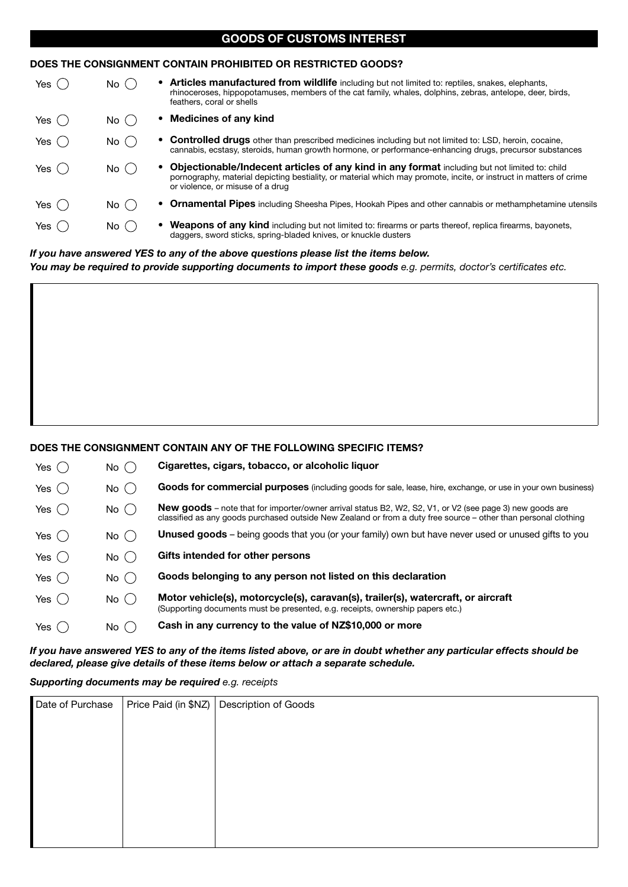## GOODS OF CUSTOMS INTEREST

### DOES THE CONSIGNMENT CONTAIN PROHIBITED OR RESTRICTED GOODS?

| | | |
|---|---|---|
| Yes ◯ | No ◯ | • **Articles manufactured from wildlife** including but not limited to: reptiles, snakes, elephants, rhinoceroses, hippopotamuses, members of the cat family, whales, dolphins, zebras, antelope, deer, birds, feathers, coral or shells |
| Yes ◯ | No ◯ | • **Medicines of any kind** |
| Yes ◯ | No ◯ | • **Controlled drugs** other than prescribed medicines including but not limited to: LSD, heroin, cocaine, cannabis, ecstasy, steroids, human growth hormone, or performance-enhancing drugs, precursor substances |
| Yes ◯ | No ◯ | • **Objectionable/Indecent articles of any kind in any format** including but not limited to: child pornography, material depicting bestiality, or material which may promote, incite, or instruct in matters of crime or violence, or misuse of a drug |
| Yes ◯ | No ◯ | • **Ornamental Pipes** including Sheesha Pipes, Hookah Pipes and other cannabis or methamphetamine utensils |
| Yes ◯ | No ◯ | • **Weapons of any kind** including but not limited to: firearms or parts thereof, replica firearms, bayonets, daggers, sword sticks, spring-bladed knives, or knuckle dusters |

***If you have answered YES to any of the above questions please list the items below.***
***You may be required to provide supporting documents to import these goods** e.g. permits, doctor's certificates etc.*

### DOES THE CONSIGNMENT CONTAIN ANY OF THE FOLLOWING SPECIFIC ITEMS?

| | | |
|---|---|---|
| Yes ◯ | No ◯ | **Cigarettes, cigars, tobacco, or alcoholic liquor** |
| Yes ◯ | No ◯ | **Goods for commercial purposes** (including goods for sale, lease, hire, exchange, or use in your own business) |
| Yes ◯ | No ◯ | **New goods** – note that for importer/owner arrival status B2, W2, S2, V1, or V2 (see page 3) new goods are classified as any goods purchased outside New Zealand or from a duty free source – other than personal clothing |
| Yes ◯ | No ◯ | **Unused goods** – being goods that you (or your family) own but have never used or unused gifts to you |
| Yes ◯ | No ◯ | **Gifts intended for other persons** |
| Yes ◯ | No ◯ | **Goods belonging to any person not listed on this declaration** |
| Yes ◯ | No ◯ | **Motor vehicle(s), motorcycle(s), caravan(s), trailer(s), watercraft, or aircraft** (Supporting documents must be presented, e.g. receipts, ownership papers etc.) |
| Yes ◯ | No ◯ | **Cash in any currency to the value of NZ$10,000 or more** |

***If you have answered YES to any of the items listed above, or are in doubt whether any particular effects should be declared, please give details of these items below or attach a separate schedule.***

***Supporting documents may be required** e.g. receipts*

| Date of Purchase | Price Paid (in $NZ) | Description of Goods |
|---|---|---|
| | | |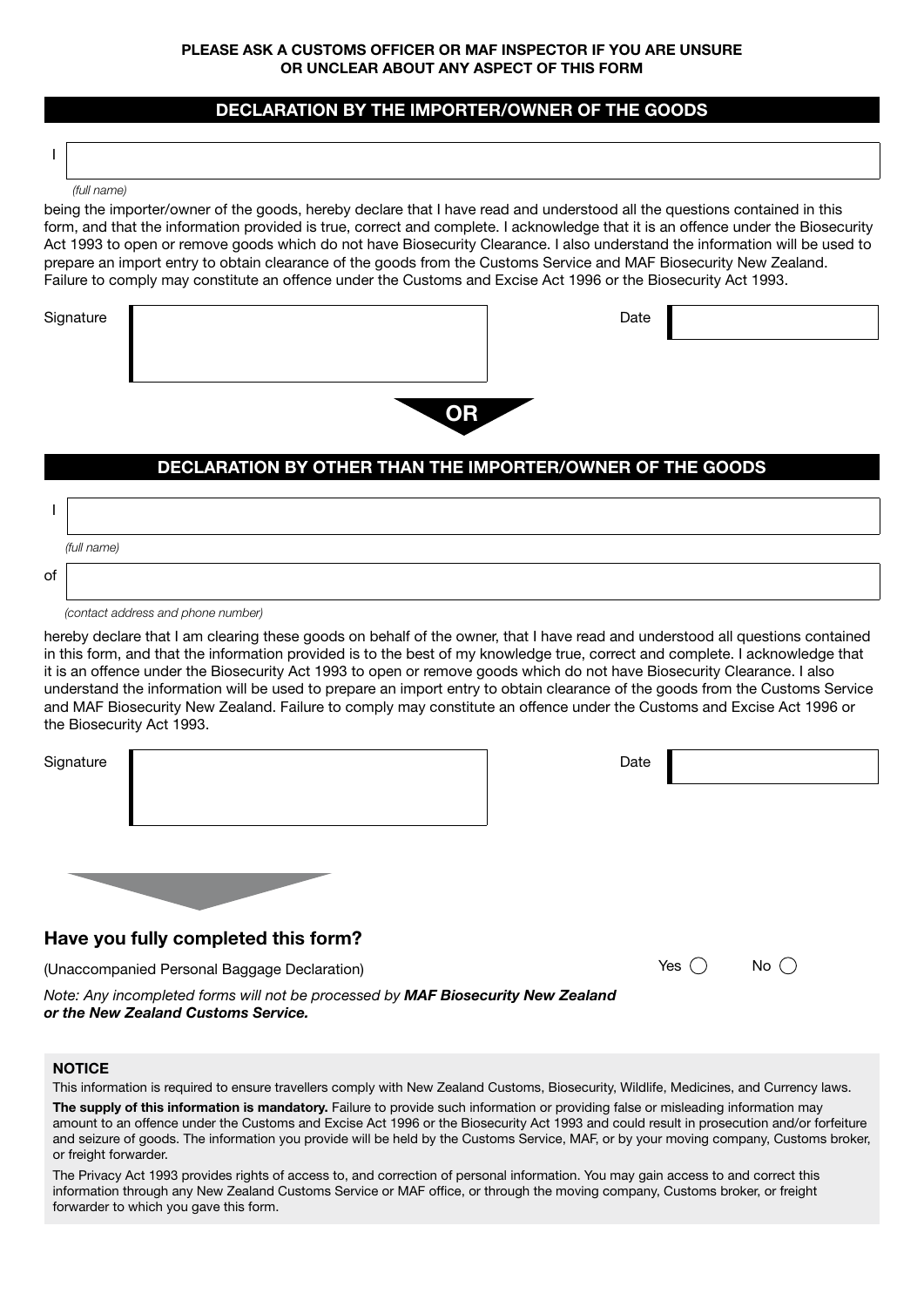**PLEASE ASK A CUSTOMS OFFICER OR MAF INSPECTOR IF YOU ARE UNSURE OR UNCLEAR ABOUT ANY ASPECT OF THIS FORM**

## DECLARATION BY THE IMPORTER/OWNER OF THE GOODS

I ______________________________
*(full name)*

being the importer/owner of the goods, hereby declare that I have read and understood all the questions contained in this form, and that the information provided is true, correct and complete. I acknowledge that it is an offence under the Biosecurity Act 1993 to open or remove goods which do not have Biosecurity Clearance. I also understand the information will be used to prepare an import entry to obtain clearance of the goods from the Customs Service and MAF Biosecurity New Zealand. Failure to comply may constitute an offence under the Customs and Excise Act 1996 or the Biosecurity Act 1993.

Signature ______________________ Date ____________

**OR**

## DECLARATION BY OTHER THAN THE IMPORTER/OWNER OF THE GOODS

I ______________________________
*(full name)*

of ______________________________
*(contact address and phone number)*

hereby declare that I am clearing these goods on behalf of the owner, that I have read and understood all questions contained in this form, and that the information provided is to the best of my knowledge true, correct and complete. I acknowledge that it is an offence under the Biosecurity Act 1993 to open or remove goods which do not have Biosecurity Clearance. I also understand the information will be used to prepare an import entry to obtain clearance of the goods from the Customs Service and MAF Biosecurity New Zealand. Failure to comply may constitute an offence under the Customs and Excise Act 1996 or the Biosecurity Act 1993.

Signature ______________________ Date ____________

## Have you fully completed this form?

(Unaccompanied Personal Baggage Declaration) Yes ◯ No ◯

*Note: Any incompleted forms will not be processed by* ***MAF Biosecurity New Zealand or the New Zealand Customs Service.***

**NOTICE**

This information is required to ensure travellers comply with New Zealand Customs, Biosecurity, Wildlife, Medicines, and Currency laws.

**The supply of this information is mandatory.** Failure to provide such information or providing false or misleading information may amount to an offence under the Customs and Excise Act 1996 or the Biosecurity Act 1993 and could result in prosecution and/or forfeiture and seizure of goods. The information you provide will be held by the Customs Service, MAF, or by your moving company, Customs broker, or freight forwarder.

The Privacy Act 1993 provides rights of access to, and correction of personal information. You may gain access to and correct this information through any New Zealand Customs Service or MAF office, or through the moving company, Customs broker, or freight forwarder to which you gave this form.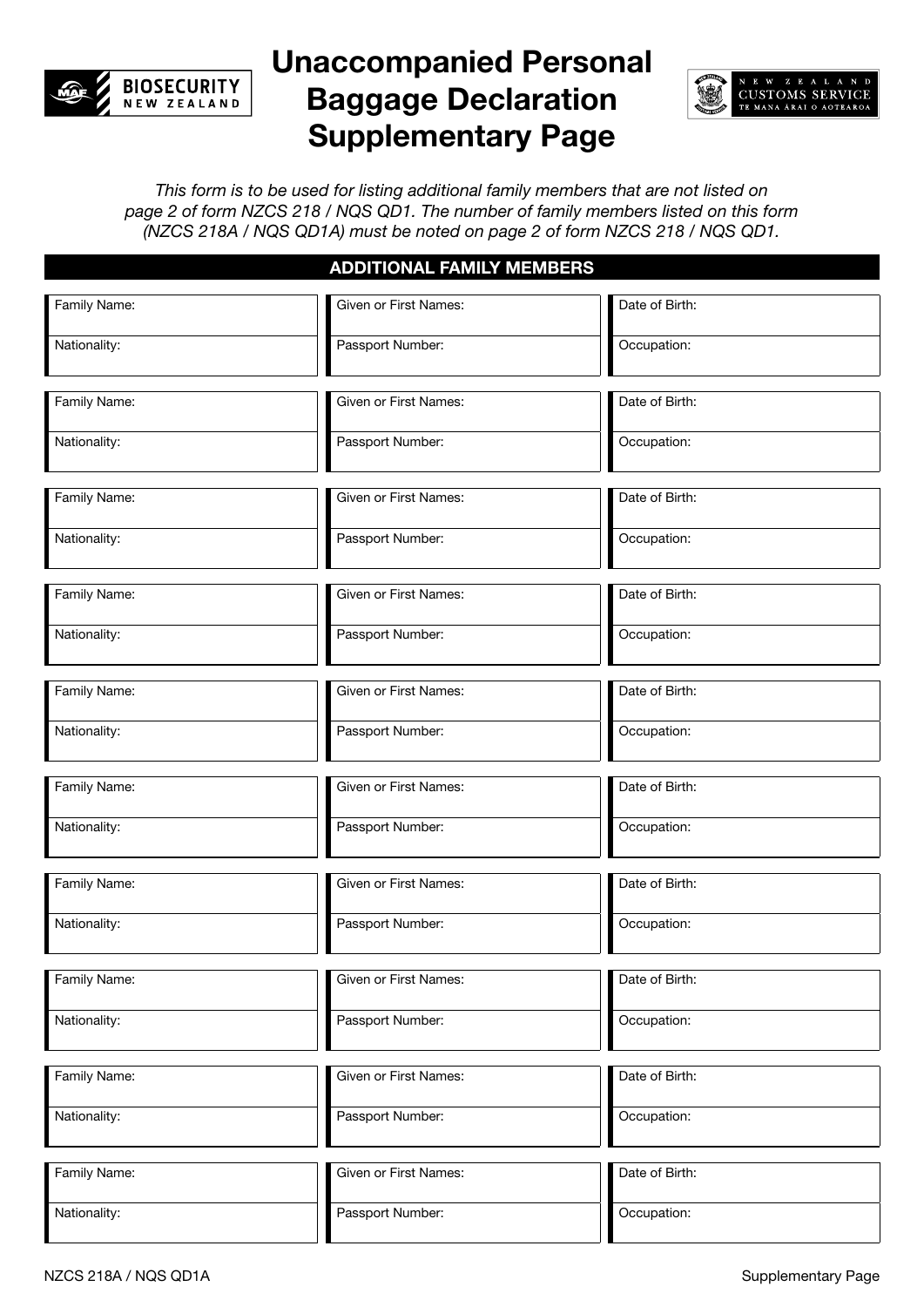# Unaccompanied Personal Baggage Declaration Supplementary Page

*This form is to be used for listing additional family members that are not listed on page 2 of form NZCS 218 / NQS QD1. The number of family members listed on this form (NZCS 218A / NQS QD1A) must be noted on page 2 of form NZCS 218 / NQS QD1.*

## ADDITIONAL FAMILY MEMBERS

| | | |
|---|---|---|
| Family Name: | Given or First Names: | Date of Birth: |
| Nationality: | Passport Number: | Occupation: |
| Family Name: | Given or First Names: | Date of Birth: |
| Nationality: | Passport Number: | Occupation: |
| Family Name: | Given or First Names: | Date of Birth: |
| Nationality: | Passport Number: | Occupation: |
| Family Name: | Given or First Names: | Date of Birth: |
| Nationality: | Passport Number: | Occupation: |
| Family Name: | Given or First Names: | Date of Birth: |
| Nationality: | Passport Number: | Occupation: |
| Family Name: | Given or First Names: | Date of Birth: |
| Nationality: | Passport Number: | Occupation: |
| Family Name: | Given or First Names: | Date of Birth: |
| Nationality: | Passport Number: | Occupation: |
| Family Name: | Given or First Names: | Date of Birth: |
| Nationality: | Passport Number: | Occupation: |
| Family Name: | Given or First Names: | Date of Birth: |
| Nationality: | Passport Number: | Occupation: |
| Family Name: | Given or First Names: | Date of Birth: |
| Nationality: | Passport Number: | Occupation: |

NZCS 218A / NQS QD1A — Supplementary Page